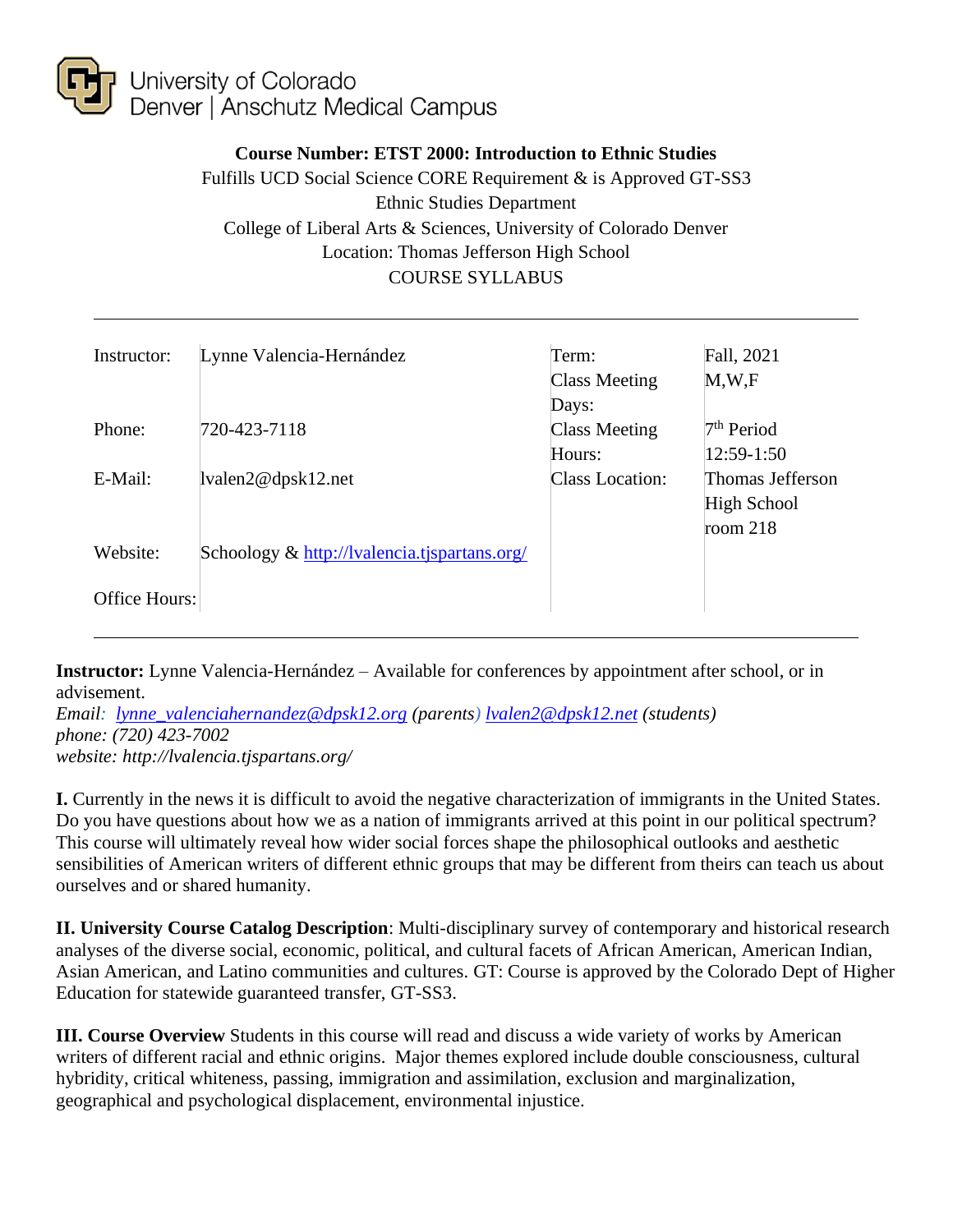University of Colorado
Denver | Anschutz Medical Campus

**Course Number: ETST 2000: Introduction to Ethnic Studies**

Fulfills UCD Social Science CORE Requirement & is Approved GT-SS3
Ethnic Studies Department
College of Liberal Arts & Sciences, University of Colorado Denver
Location: Thomas Jefferson High School
COURSE SYLLABUS

---

| | | | |
|---|---|---|---|
| Instructor: | Lynne Valencia-Hernández | Term: | Fall, 2021 |
| | | Class Meeting Days: | M,W,F |
| Phone: | 720-423-7118 | Class Meeting Hours: | 7th Period 12:59-1:50 |
| E-Mail: | lvalen2@dpsk12.net | Class Location: | Thomas Jefferson High School room 218 |
| Website: | Schoology & http://lvalencia.tjspartans.org/ | | |
| Office Hours: | | | |

---

**Instructor:** Lynne Valencia-Hernández – Available for conferences by appointment after school, or in advisement.
*Email: lynne_valenciahernandez@dpsk12.org (parents) lvalen2@dpsk12.net (students)*
*phone: (720) 423-7002*
*website: http://lvalencia.tjspartans.org/*

**I.** Currently in the news it is difficult to avoid the negative characterization of immigrants in the United States. Do you have questions about how we as a nation of immigrants arrived at this point in our political spectrum? This course will ultimately reveal how wider social forces shape the philosophical outlooks and aesthetic sensibilities of American writers of different ethnic groups that may be different from theirs can teach us about ourselves and or shared humanity.

**II. University Course Catalog Description**: Multi-disciplinary survey of contemporary and historical research analyses of the diverse social, economic, political, and cultural facets of African American, American Indian, Asian American, and Latino communities and cultures. GT: Course is approved by the Colorado Dept of Higher Education for statewide guaranteed transfer, GT-SS3.

**III. Course Overview** Students in this course will read and discuss a wide variety of works by American writers of different racial and ethnic origins. Major themes explored include double consciousness, cultural hybridity, critical whiteness, passing, immigration and assimilation, exclusion and marginalization, geographical and psychological displacement, environmental injustice.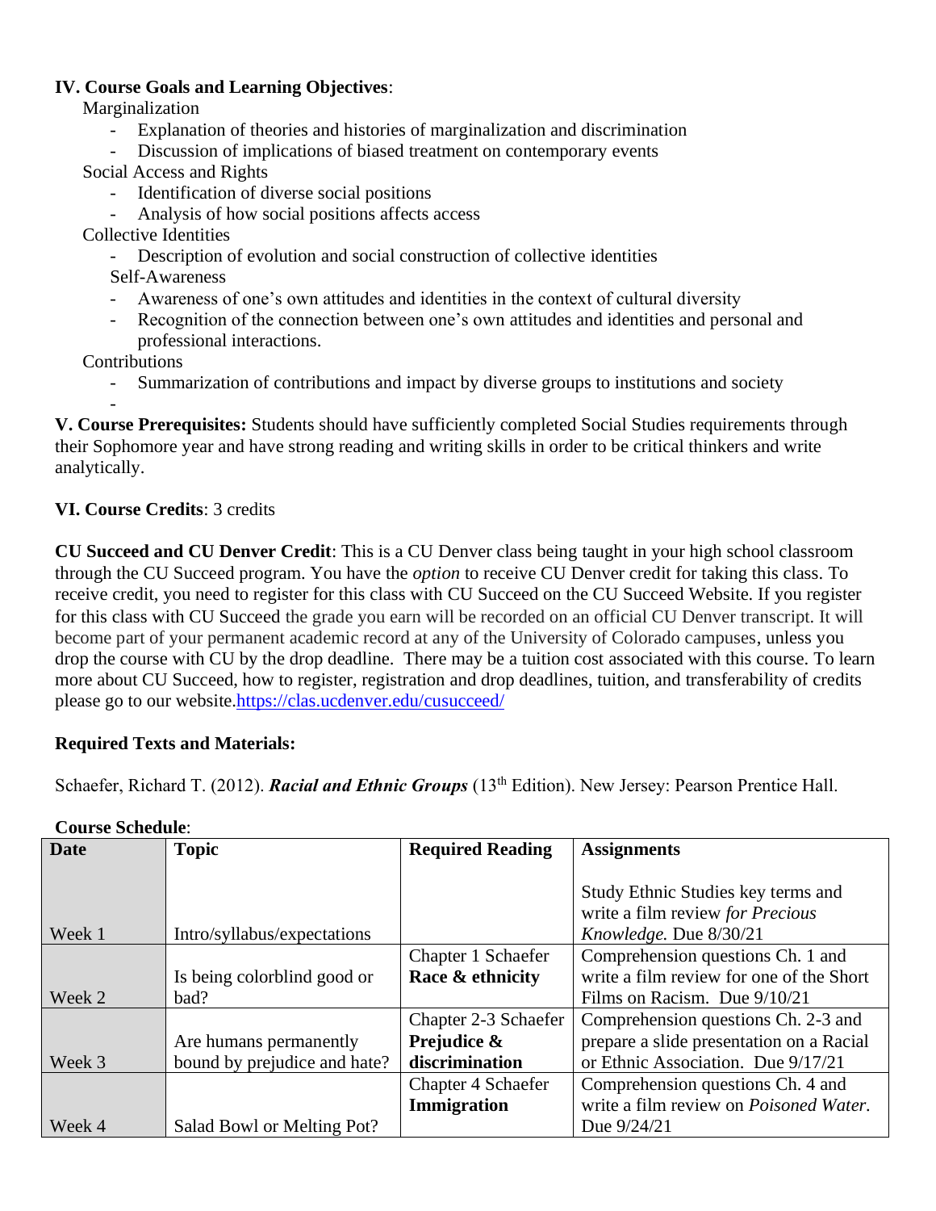**IV. Course Goals and Learning Objectives**:

Marginalization

- Explanation of theories and histories of marginalization and discrimination
- Discussion of implications of biased treatment on contemporary events

Social Access and Rights

- Identification of diverse social positions
- Analysis of how social positions affects access

Collective Identities

- Description of evolution and social construction of collective identities

Self-Awareness

- Awareness of one's own attitudes and identities in the context of cultural diversity
- Recognition of the connection between one's own attitudes and identities and personal and professional interactions.

Contributions

- Summarization of contributions and impact by diverse groups to institutions and society
-

**V. Course Prerequisites:** Students should have sufficiently completed Social Studies requirements through their Sophomore year and have strong reading and writing skills in order to be critical thinkers and write analytically.

**VI. Course Credits**: 3 credits

**CU Succeed and CU Denver Credit**: This is a CU Denver class being taught in your high school classroom through the CU Succeed program. You have the *option* to receive CU Denver credit for taking this class. To receive credit, you need to register for this class with CU Succeed on the CU Succeed Website. If you register for this class with CU Succeed the grade you earn will be recorded on an official CU Denver transcript. It will become part of your permanent academic record at any of the University of Colorado campuses, unless you drop the course with CU by the drop deadline. There may be a tuition cost associated with this course. To learn more about CU Succeed, how to register, registration and drop deadlines, tuition, and transferability of credits please go to our website.https://clas.ucdenver.edu/cusucceed/

**Required Texts and Materials:**

Schaefer, Richard T. (2012). ***Racial and Ethnic Groups*** (13th Edition). New Jersey: Pearson Prentice Hall.

**Course Schedule**:

| Date | Topic | Required Reading | Assignments |
|---|---|---|---|
| Week 1 | Intro/syllabus/expectations | | Study Ethnic Studies key terms and write a film review *for Precious Knowledge.* Due 8/30/21 |
| Week 2 | Is being colorblind good or bad? | Chapter 1 Schaefer **Race & ethnicity** | Comprehension questions Ch. 1 and write a film review for one of the Short Films on Racism. Due 9/10/21 |
| Week 3 | Are humans permanently bound by prejudice and hate? | Chapter 2-3 Schaefer **Prejudice & discrimination** | Comprehension questions Ch. 2-3 and prepare a slide presentation on a Racial or Ethnic Association. Due 9/17/21 |
| Week 4 | Salad Bowl or Melting Pot? | Chapter 4 Schaefer **Immigration** | Comprehension questions Ch. 4 and write a film review on *Poisoned Water.* Due 9/24/21 |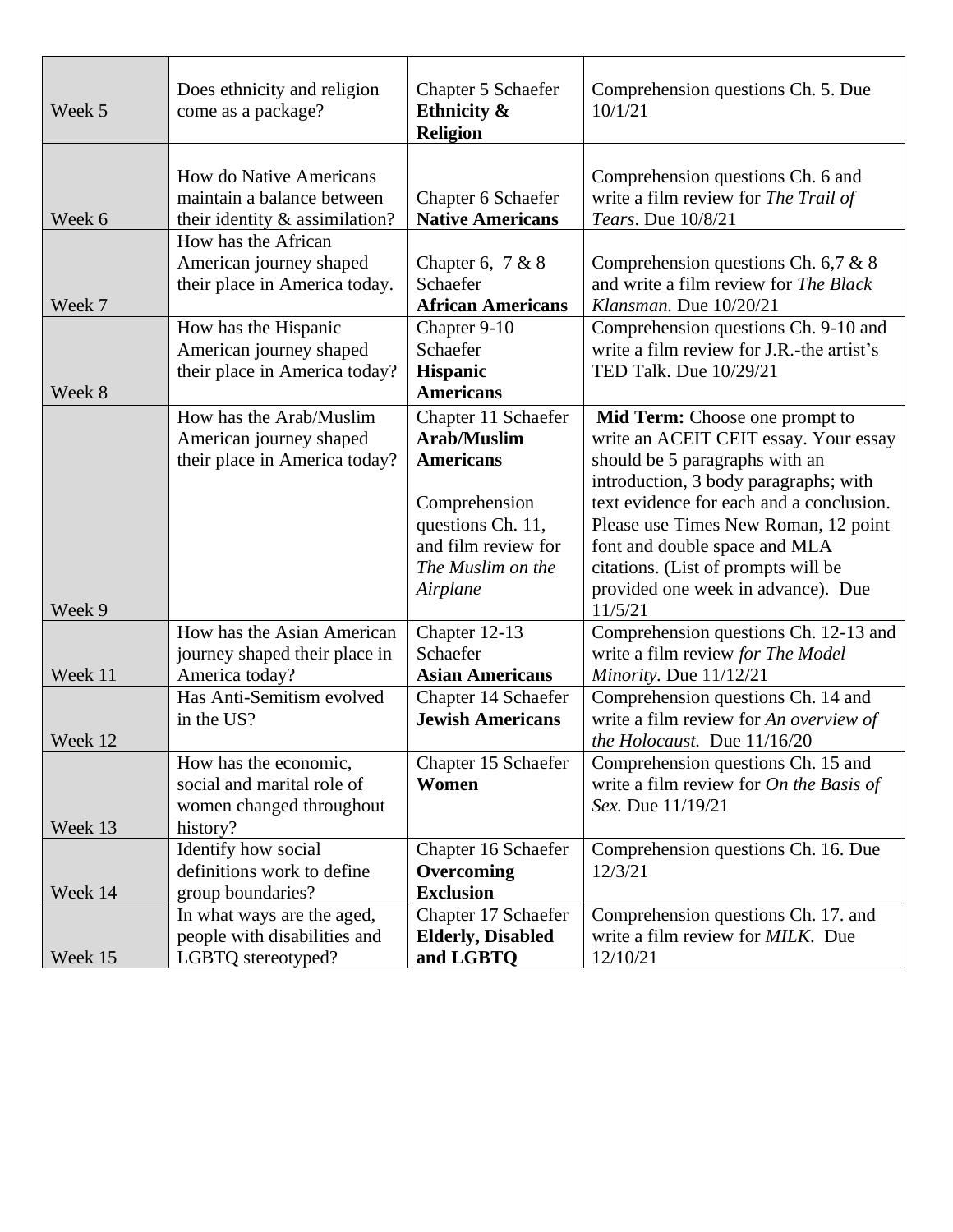| | | | |
|---|---|---|---|
| Week 5 | Does ethnicity and religion come as a package? | Chapter 5 Schaefer **Ethnicity & Religion** | Comprehension questions Ch. 5. Due 10/1/21 |
| Week 6 | How do Native Americans maintain a balance between their identity & assimilation? | Chapter 6 Schaefer **Native Americans** | Comprehension questions Ch. 6 and write a film review for *The Trail of Tears*. Due 10/8/21 |
| Week 7 | How has the African American journey shaped their place in America today. | Chapter 6, 7 & 8 Schaefer **African Americans** | Comprehension questions Ch. 6,7 & 8 and write a film review for *The Black Klansman.* Due 10/20/21 |
| Week 8 | How has the Hispanic American journey shaped their place in America today? | Chapter 9-10 Schaefer **Hispanic Americans** | Comprehension questions Ch. 9-10 and write a film review for J.R.-the artist's TED Talk. Due 10/29/21 |
| Week 9 | How has the Arab/Muslim American journey shaped their place in America today? | Chapter 11 Schaefer **Arab/Muslim Americans**<br><br>Comprehension questions Ch. 11, and film review for *The Muslim on the Airplane* | **Mid Term:** Choose one prompt to write an ACEIT CEIT essay. Your essay should be 5 paragraphs with an introduction, 3 body paragraphs; with text evidence for each and a conclusion. Please use Times New Roman, 12 point font and double space and MLA citations. (List of prompts will be provided one week in advance). Due 11/5/21 |
| Week 11 | How has the Asian American journey shaped their place in America today? | Chapter 12-13 Schaefer **Asian Americans** | Comprehension questions Ch. 12-13 and write a film review *for The Model Minority.* Due 11/12/21 |
| Week 12 | Has Anti-Semitism evolved in the US? | Chapter 14 Schaefer **Jewish Americans** | Comprehension questions Ch. 14 and write a film review for *An overview of the Holocaust.* Due 11/16/20 |
| Week 13 | How has the economic, social and marital role of women changed throughout history? | Chapter 15 Schaefer **Women** | Comprehension questions Ch. 15 and write a film review for *On the Basis of Sex.* Due 11/19/21 |
| Week 14 | Identify how social definitions work to define group boundaries? | Chapter 16 Schaefer **Overcoming Exclusion** | Comprehension questions Ch. 16. Due 12/3/21 |
| Week 15 | In what ways are the aged, people with disabilities and LGBTQ stereotyped? | Chapter 17 Schaefer **Elderly, Disabled and LGBTQ** | Comprehension questions Ch. 17. and write a film review for *MILK*. Due 12/10/21 |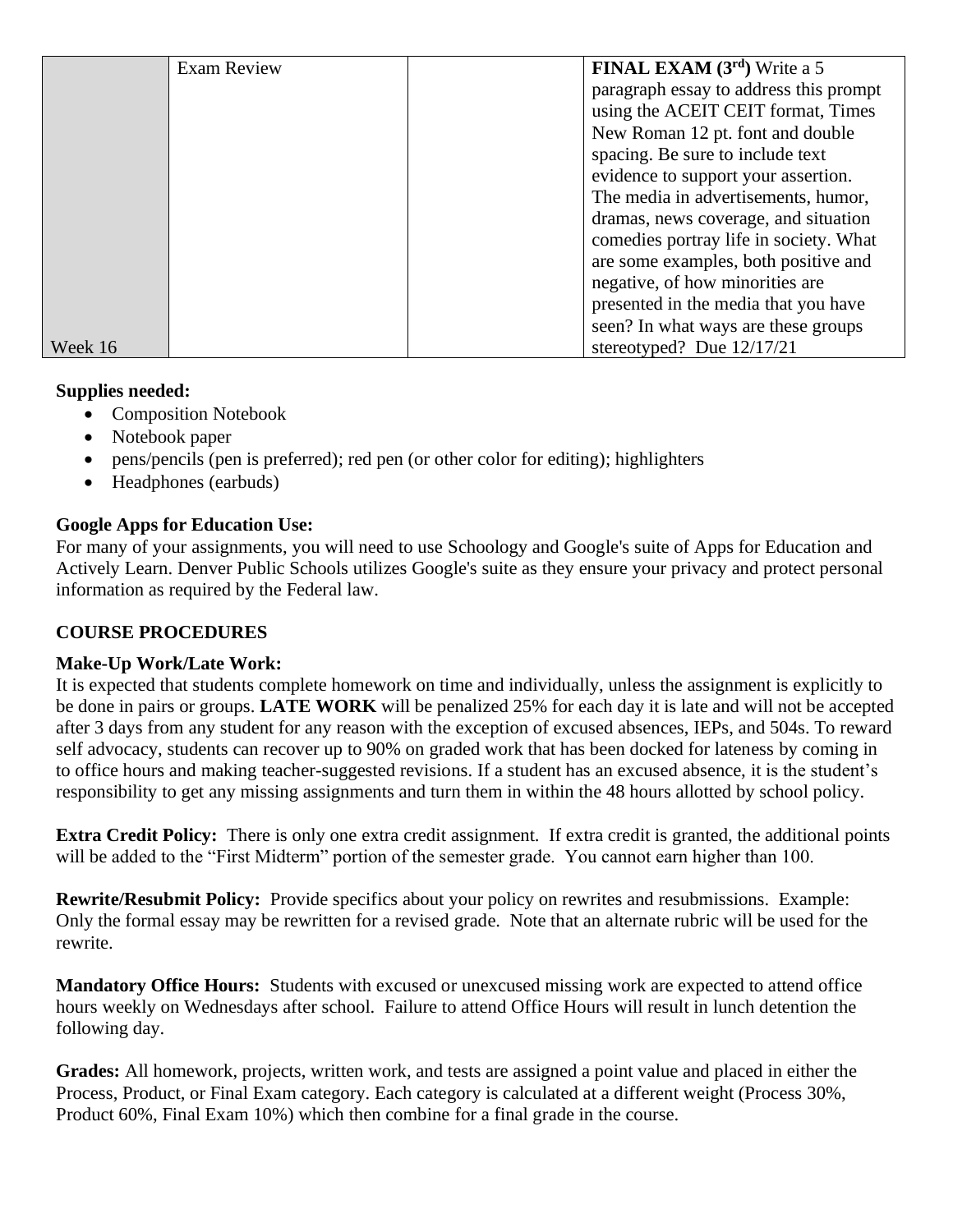| | | | |
|---|---|---|---|
| Week 16 | Exam Review | | **FINAL EXAM (3rd)** Write a 5 paragraph essay to address this prompt using the ACEIT CEIT format, Times New Roman 12 pt. font and double spacing. Be sure to include text evidence to support your assertion. The media in advertisements, humor, dramas, news coverage, and situation comedies portray life in society. What are some examples, both positive and negative, of how minorities are presented in the media that you have seen? In what ways are these groups stereotyped? Due 12/17/21 |

**Supplies needed:**

- Composition Notebook
- Notebook paper
- pens/pencils (pen is preferred); red pen (or other color for editing); highlighters
- Headphones (earbuds)

**Google Apps for Education Use:**

For many of your assignments, you will need to use Schoology and Google's suite of Apps for Education and Actively Learn. Denver Public Schools utilizes Google's suite as they ensure your privacy and protect personal information as required by the Federal law.

## COURSE PROCEDURES

**Make-Up Work/Late Work:**

It is expected that students complete homework on time and individually, unless the assignment is explicitly to be done in pairs or groups. **LATE WORK** will be penalized 25% for each day it is late and will not be accepted after 3 days from any student for any reason with the exception of excused absences, IEPs, and 504s. To reward self advocacy, students can recover up to 90% on graded work that has been docked for lateness by coming in to office hours and making teacher-suggested revisions. If a student has an excused absence, it is the student's responsibility to get any missing assignments and turn them in within the 48 hours allotted by school policy.

**Extra Credit Policy:** There is only one extra credit assignment. If extra credit is granted, the additional points will be added to the "First Midterm" portion of the semester grade. You cannot earn higher than 100.

**Rewrite/Resubmit Policy:** Provide specifics about your policy on rewrites and resubmissions. Example: Only the formal essay may be rewritten for a revised grade. Note that an alternate rubric will be used for the rewrite.

**Mandatory Office Hours:** Students with excused or unexcused missing work are expected to attend office hours weekly on Wednesdays after school. Failure to attend Office Hours will result in lunch detention the following day.

**Grades:** All homework, projects, written work, and tests are assigned a point value and placed in either the Process, Product, or Final Exam category. Each category is calculated at a different weight (Process 30%, Product 60%, Final Exam 10%) which then combine for a final grade in the course.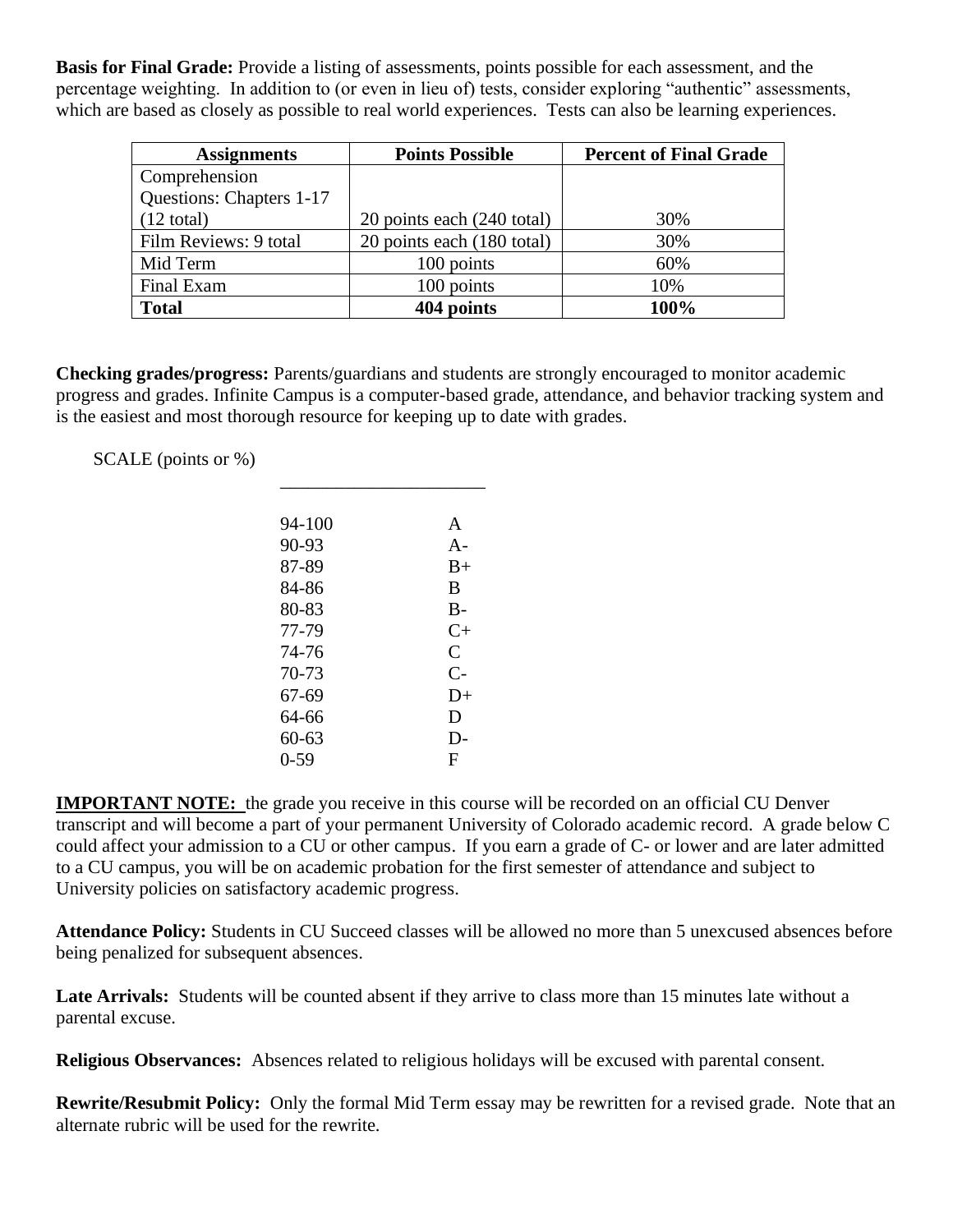**Basis for Final Grade:** Provide a listing of assessments, points possible for each assessment, and the percentage weighting. In addition to (or even in lieu of) tests, consider exploring "authentic" assessments, which are based as closely as possible to real world experiences. Tests can also be learning experiences.

| Assignments | Points Possible | Percent of Final Grade |
|---|---|---|
| Comprehension Questions: Chapters 1-17 (12 total) | 20 points each (240 total) | 30% |
| Film Reviews: 9 total | 20 points each (180 total) | 30% |
| Mid Term | 100 points | 60% |
| Final Exam | 100 points | 10% |
| **Total** | **404 points** | **100%** |

**Checking grades/progress:** Parents/guardians and students are strongly encouraged to monitor academic progress and grades. Infinite Campus is a computer-based grade, attendance, and behavior tracking system and is the easiest and most thorough resource for keeping up to date with grades.

SCALE (points or %)

| | |
|---|---|
| 94-100 | A |
| 90-93 | A- |
| 87-89 | B+ |
| 84-86 | B |
| 80-83 | B- |
| 77-79 | C+ |
| 74-76 | C |
| 70-73 | C- |
| 67-69 | D+ |
| 64-66 | D |
| 60-63 | D- |
| 0-59 | F |

**IMPORTANT NOTE:** the grade you receive in this course will be recorded on an official CU Denver transcript and will become a part of your permanent University of Colorado academic record. A grade below C could affect your admission to a CU or other campus. If you earn a grade of C- or lower and are later admitted to a CU campus, you will be on academic probation for the first semester of attendance and subject to University policies on satisfactory academic progress.

**Attendance Policy:** Students in CU Succeed classes will be allowed no more than 5 unexcused absences before being penalized for subsequent absences.

**Late Arrivals:** Students will be counted absent if they arrive to class more than 15 minutes late without a parental excuse.

**Religious Observances:** Absences related to religious holidays will be excused with parental consent.

**Rewrite/Resubmit Policy:** Only the formal Mid Term essay may be rewritten for a revised grade. Note that an alternate rubric will be used for the rewrite.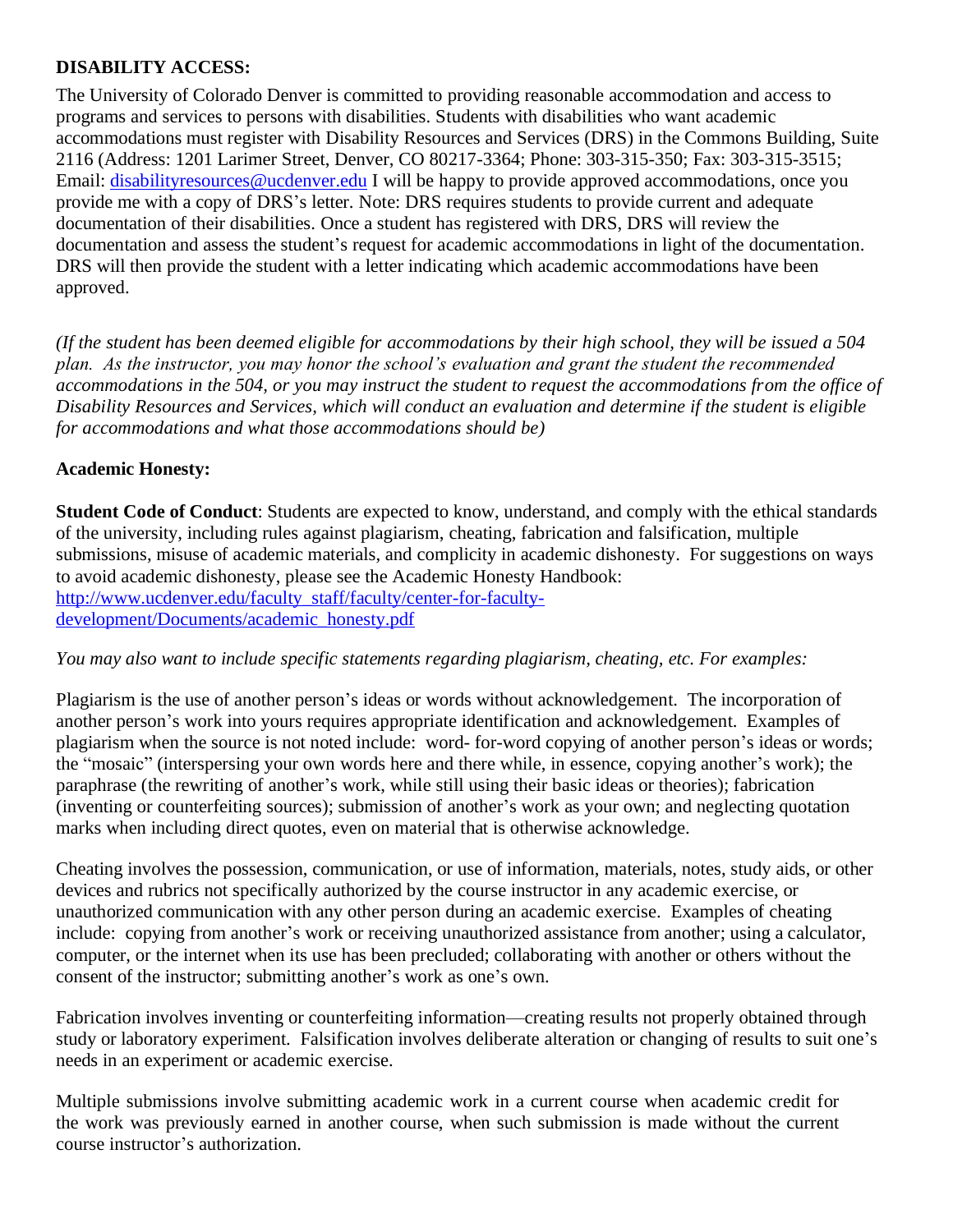**DISABILITY ACCESS:**

The University of Colorado Denver is committed to providing reasonable accommodation and access to programs and services to persons with disabilities. Students with disabilities who want academic accommodations must register with Disability Resources and Services (DRS) in the Commons Building, Suite 2116 (Address: 1201 Larimer Street, Denver, CO 80217-3364; Phone: 303-315-350; Fax: 303-315-3515; Email: [disabilityresources@ucdenver.edu](mailto:disabilityresources@ucdenver.edu) I will be happy to provide approved accommodations, once you provide me with a copy of DRS's letter. Note: DRS requires students to provide current and adequate documentation of their disabilities. Once a student has registered with DRS, DRS will review the documentation and assess the student's request for academic accommodations in light of the documentation. DRS will then provide the student with a letter indicating which academic accommodations have been approved.

*(If the student has been deemed eligible for accommodations by their high school, they will be issued a 504 plan. As the instructor, you may honor the school's evaluation and grant the student the recommended accommodations in the 504, or you may instruct the student to request the accommodations from the office of Disability Resources and Services, which will conduct an evaluation and determine if the student is eligible for accommodations and what those accommodations should be)*

**Academic Honesty:**

**Student Code of Conduct**: Students are expected to know, understand, and comply with the ethical standards of the university, including rules against plagiarism, cheating, fabrication and falsification, multiple submissions, misuse of academic materials, and complicity in academic dishonesty. For suggestions on ways to avoid academic dishonesty, please see the Academic Honesty Handbook: [http://www.ucdenver.edu/faculty_staff/faculty/center-for-faculty-development/Documents/academic_honesty.pdf](http://www.ucdenver.edu/faculty_staff/faculty/center-for-faculty-development/Documents/academic_honesty.pdf)

*You may also want to include specific statements regarding plagiarism, cheating, etc. For examples:*

Plagiarism is the use of another person's ideas or words without acknowledgement. The incorporation of another person's work into yours requires appropriate identification and acknowledgement. Examples of plagiarism when the source is not noted include: word- for-word copying of another person's ideas or words; the "mosaic" (interspersing your own words here and there while, in essence, copying another's work); the paraphrase (the rewriting of another's work, while still using their basic ideas or theories); fabrication (inventing or counterfeiting sources); submission of another's work as your own; and neglecting quotation marks when including direct quotes, even on material that is otherwise acknowledge.

Cheating involves the possession, communication, or use of information, materials, notes, study aids, or other devices and rubrics not specifically authorized by the course instructor in any academic exercise, or unauthorized communication with any other person during an academic exercise. Examples of cheating include: copying from another's work or receiving unauthorized assistance from another; using a calculator, computer, or the internet when its use has been precluded; collaborating with another or others without the consent of the instructor; submitting another's work as one's own.

Fabrication involves inventing or counterfeiting information—creating results not properly obtained through study or laboratory experiment. Falsification involves deliberate alteration or changing of results to suit one's needs in an experiment or academic exercise.

Multiple submissions involve submitting academic work in a current course when academic credit for the work was previously earned in another course, when such submission is made without the current course instructor's authorization.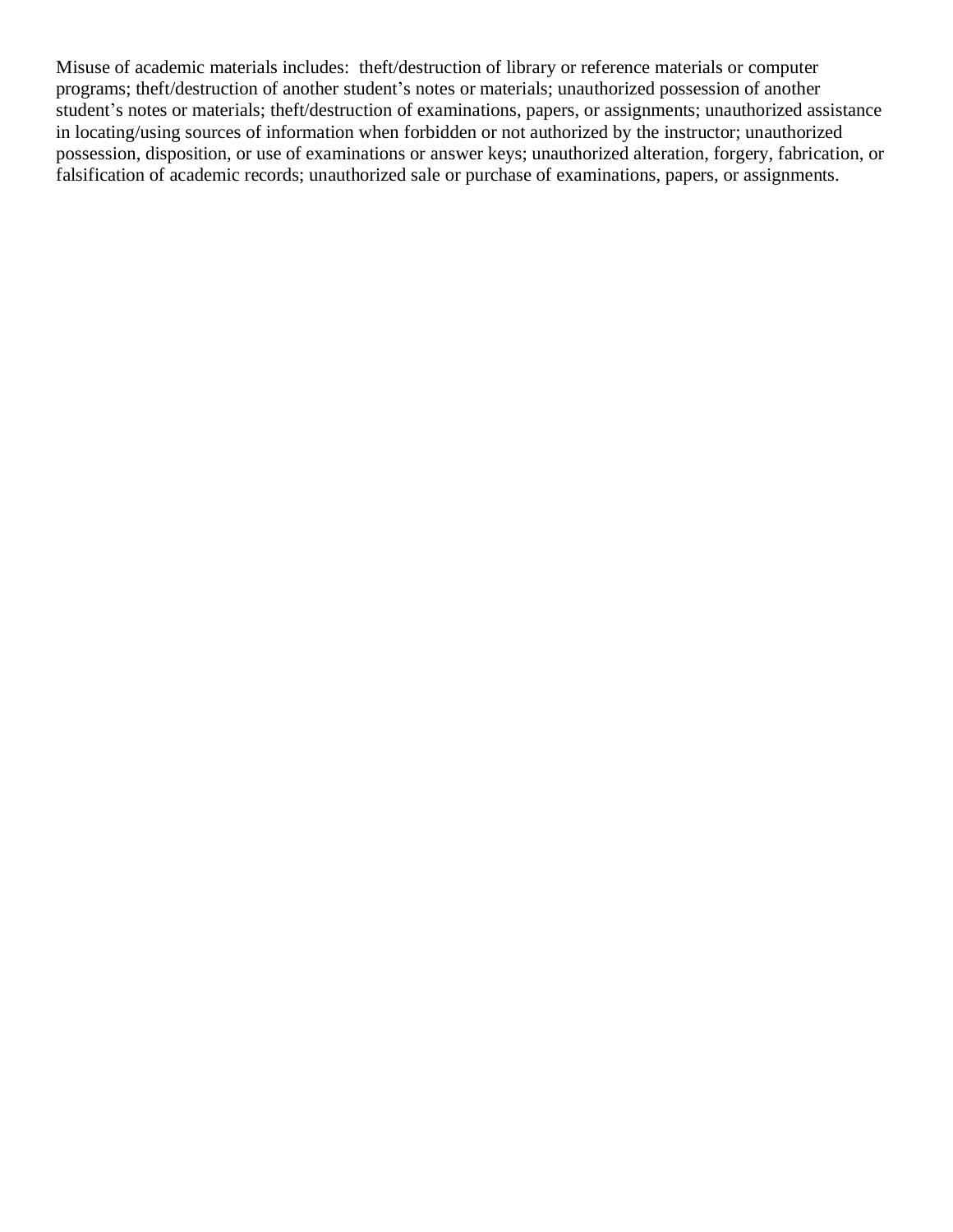Misuse of academic materials includes: theft/destruction of library or reference materials or computer programs; theft/destruction of another student's notes or materials; unauthorized possession of another student's notes or materials; theft/destruction of examinations, papers, or assignments; unauthorized assistance in locating/using sources of information when forbidden or not authorized by the instructor; unauthorized possession, disposition, or use of examinations or answer keys; unauthorized alteration, forgery, fabrication, or falsification of academic records; unauthorized sale or purchase of examinations, papers, or assignments.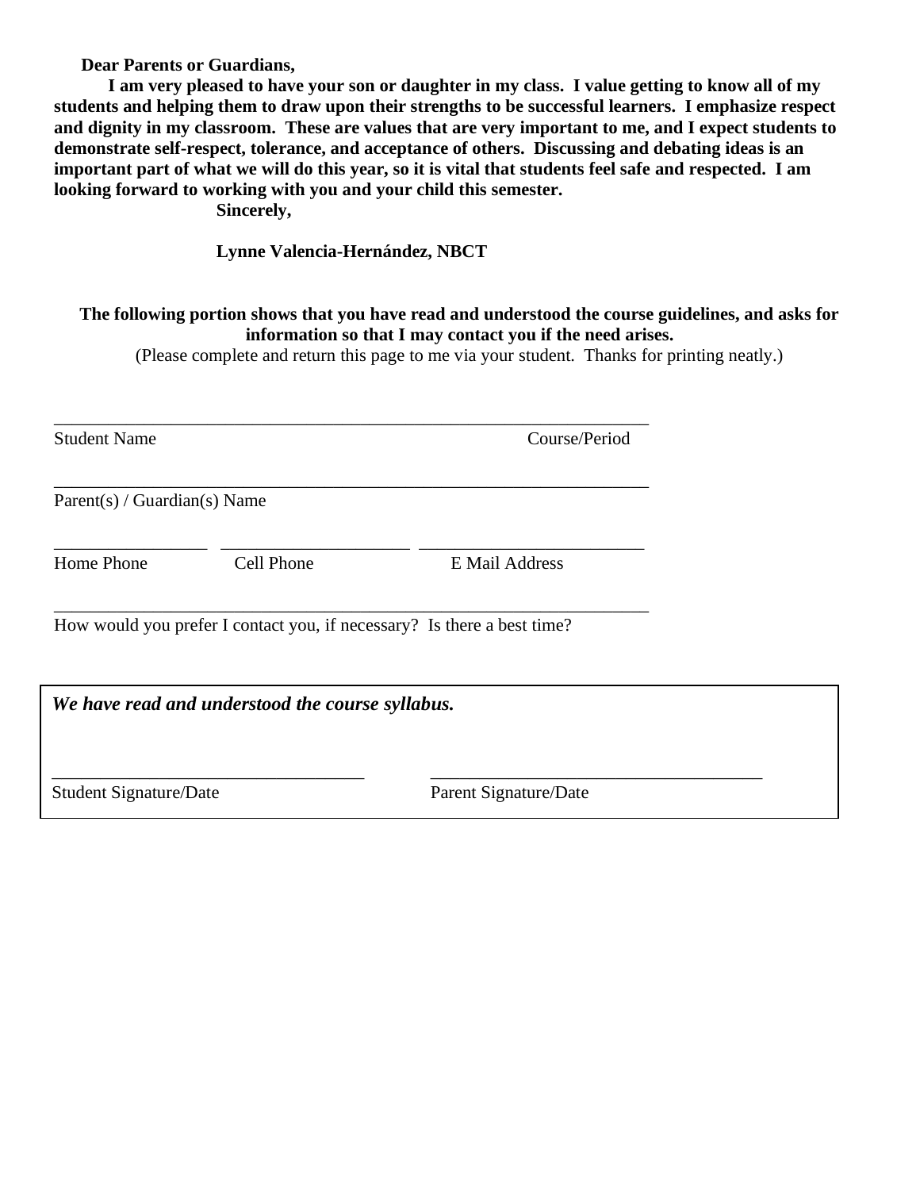**Dear Parents or Guardians,**

**I am very pleased to have your son or daughter in my class. I value getting to know all of my students and helping them to draw upon their strengths to be successful learners. I emphasize respect and dignity in my classroom. These are values that are very important to me, and I expect students to demonstrate self-respect, tolerance, and acceptance of others. Discussing and debating ideas is an important part of what we will do this year, so it is vital that students feel safe and respected. I am looking forward to working with you and your child this semester.**

**Sincerely,**

**Lynne Valencia-Hernández, NBCT**

**The following portion shows that you have read and understood the course guidelines, and asks for information so that I may contact you if the need arises.**

(Please complete and return this page to me via your student. Thanks for printing neatly.)

______________________________________________________________________

Student Name Course/Period

______________________________________________________________________

Parent(s) / Guardian(s) Name

________________ _____________________ ________________________

Home Phone Cell Phone E Mail Address

______________________________________________________________________

How would you prefer I contact you, if necessary? Is there a best time?

***We have read and understood the course syllabus.***

________________________________ ___________________________________

Student Signature/Date Parent Signature/Date